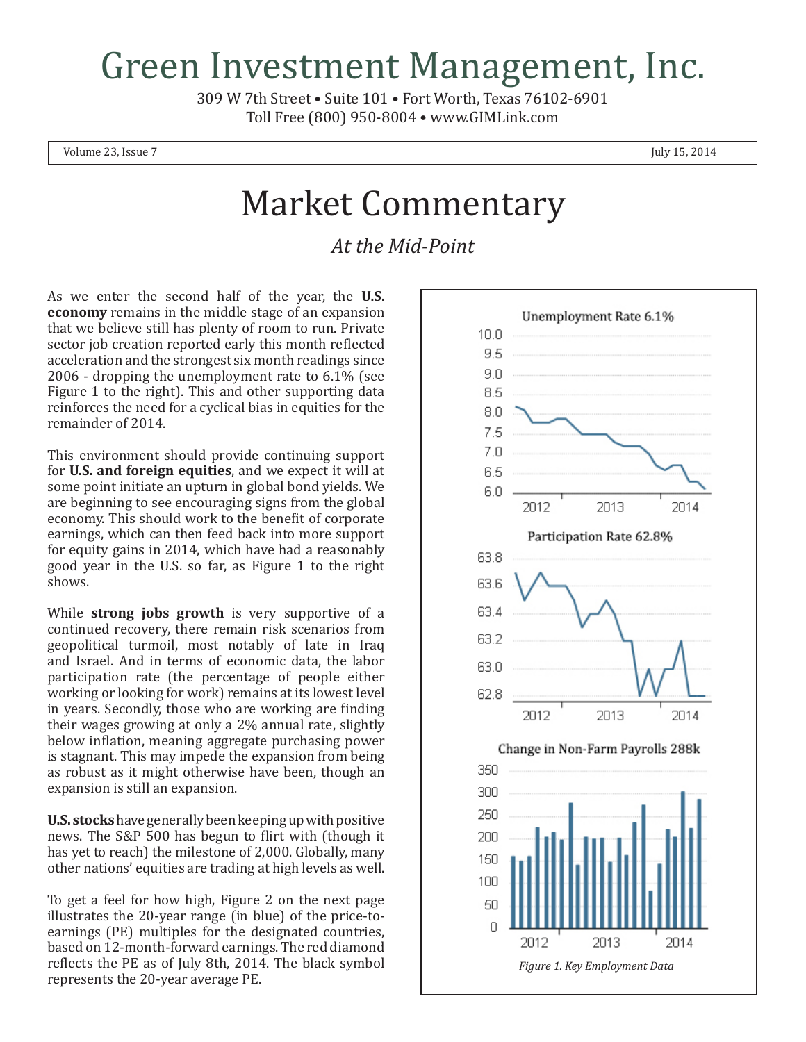# Green Investment Management, Inc.

309 W 7th Street • Suite 101 • Fort Worth, Texas 76102-6901
Toll Free (800) 950-8004 • www.GIMLink.com

Volume 23, Issue 7 July 15, 2014

# Market Commentary

## *At the Mid-Point*

As we enter the second half of the year, the **U.S. economy** remains in the middle stage of an expansion that we believe still has plenty of room to run. Private sector job creation reported early this month reflected acceleration and the strongest six month readings since 2006 - dropping the unemployment rate to 6.1% (see Figure 1 to the right). This and other supporting data reinforces the need for a cyclical bias in equities for the remainder of 2014.

This environment should provide continuing support for **U.S. and foreign equities**, and we expect it will at some point initiate an upturn in global bond yields. We are beginning to see encouraging signs from the global economy. This should work to the benefit of corporate earnings, which can then feed back into more support for equity gains in 2014, which have had a reasonably good year in the U.S. so far, as Figure 1 to the right shows.

While **strong jobs growth** is very supportive of a continued recovery, there remain risk scenarios from geopolitical turmoil, most notably of late in Iraq and Israel. And in terms of economic data, the labor participation rate (the percentage of people either working or looking for work) remains at its lowest level in years. Secondly, those who are working are finding their wages growing at only a 2% annual rate, slightly below inflation, meaning aggregate purchasing power is stagnant. This may impede the expansion from being as robust as it might otherwise have been, though an expansion is still an expansion.

**U.S. stocks** have generally been keeping up with positive news. The S&P 500 has begun to flirt with (though it has yet to reach) the milestone of 2,000. Globally, many other nations' equities are trading at high levels as well.

To get a feel for how high, Figure 2 on the next page illustrates the 20-year range (in blue) of the price-to-earnings (PE) multiples for the designated countries, based on 12-month-forward earnings. The red diamond reflects the PE as of July 8th, 2014. The black symbol represents the 20-year average PE.

Unemployment Rate 6.1%

Participation Rate 62.8%

Change in Non-Farm Payrolls 288k

*Figure 1. Key Employment Data*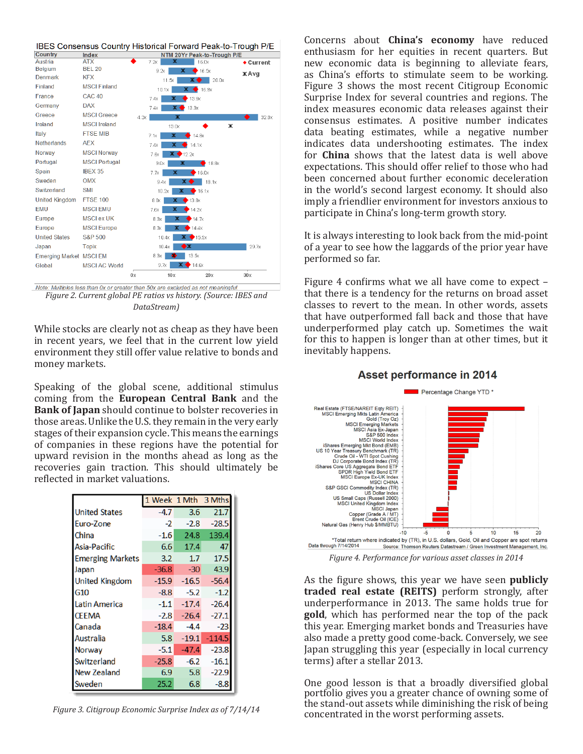IBES Consensus Country Historical Forward Peak-to-Trough P/E

| Country | Index | NTM 20Yr Peak-to-Trough P/E |
|---|---|---|
| Austria | ATX | 7.2x – 16.0x |
| Belgium | BEL 20 | 9.2x – 16.5x |
| Denmark | KFX | 11.5x – 20.0x |
| Finland | MSCI Finland | 10.1x – 16.9x |
| France | CAC 40 | 7.4x – 13.9x |
| Germany | DAX | 7.4x – 13.3x |
| Greece | MSCI Greece | 4.3x – 32.8x |
| Ireland | MSCI Ireland | 13.0x |
| Italy | FTSE MIB | 7.1x – 14.8x |
| Netherlands | AEX | 7.4x – 14.1x |
| Norway | MSCI Norway | 7.6x – 12.2x |
| Portugal | MSCI Portugal | 9.0x – 18.8x |
| Spain | IBEX 35 | 7.7x – 16.0x |
| Sweden | OMX | 9.4x – 18.1x |
| Switzerland | SMI | 10.2x – 16.1x |
| United Kingdom | FTSE 100 | 8.0x – 13.8x |
| EMU | MSCI EMU | 7.6x – 14.2x |
| Europe | MSCI ex UK | 8.3x – 14.7x |
| Europe | MSCI Europe | 8.3x – 14.4x |
| United States | S&P 500 | 10.4x – 15.5x |
| Japan | Topix | 10.4x – 29.7x |
| Emerging Market | MSCI EM | 8.3x – 13.5x |
| Global | MSCI AC World | 9.7x – 14.6x |

Note: Multiples less than 0x or greater than 50x are excluded as not meaningful

*Figure 2. Current global PE ratios vs history. (Source: IBES and DataStream)*

While stocks are clearly not as cheap as they have been in recent years, we feel that in the current low yield environment they still offer value relative to bonds and money markets.

Speaking of the global scene, additional stimulus coming from the **European Central Bank** and the **Bank of Japan** should continue to bolster recoveries in those areas. Unlike the U.S. they remain in the very early stages of their expansion cycle. This means the earnings of companies in these regions have the potential for upward revision in the months ahead as long as the recoveries gain traction. This should ultimately be reflected in market valuations.

| | 1 Week | 1 Mth | 3 Mths |
|---|---|---|---|
| United States | -4.7 | 3.6 | 21.7 |
| Euro-Zone | -2 | -2.8 | -28.5 |
| China | -1.6 | 24.8 | 139.4 |
| Asia-Pacific | 6.6 | 17.4 | 47 |
| Emerging Markets | 3.2 | 1.7 | 17.5 |
| Japan | -36.8 | -30 | 43.9 |
| United Kingdom | -15.9 | -16.5 | -56.4 |
| G10 | -8.8 | -5.2 | -1.2 |
| Latin America | -1.1 | -17.4 | -26.4 |
| CEEMA | -2.8 | -26.4 | -27.1 |
| Canada | -18.4 | -4.4 | -23 |
| Australia | 5.8 | -19.1 | -114.5 |
| Norway | -5.1 | -47.4 | -23.8 |
| Switzerland | -25.8 | -6.2 | -16.1 |
| New Zealand | 6.9 | 5.8 | -22.9 |
| Sweden | 25.2 | 6.8 | -8.8 |

*Figure 3. Citigroup Economic Surprise Index as of 7/14/14*

Concerns about **China's economy** have reduced enthusiasm for her equities in recent quarters. But new economic data is beginning to alleviate fears, as China's efforts to stimulate seem to be working. Figure 3 shows the most recent Citigroup Economic Surprise Index for several countries and regions. The index measures economic data releases against their consensus estimates. A positive number indicates data beating estimates, while a negative number indicates data undershooting estimates. The index for **China** shows that the latest data is well above expectations. This should offer relief to those who had been concerned about further economic deceleration in the world's second largest economy. It should also imply a friendlier environment for investors anxious to participate in China's long-term growth story.

It is always interesting to look back from the mid-point of a year to see how the laggards of the prior year have performed so far.

Figure 4 confirms what we all have come to expect – that there is a tendency for the returns on broad asset classes to revert to the mean. In other words, assets that have outperformed fall back and those that have underperformed play catch up. Sometimes the wait for this to happen is longer than at other times, but it inevitably happens.

**Asset performance in 2014**

Percentage Change YTD *

Real Estate (FTSE/NAREIT Eqty REIT), MSCI Emerging Mkts Latin America, Gold (Troy Oz), MSCI Emerging Markets, MSCI Asia Ex-Japan, S&P 500 Index, MSCI World Index, iShares Emerging Mkt Bond (EMB), US 10 Year Treasury Benchmark (TR), Crude Oil - WTI Spot Cushing, DJ Corporate Bond Index (TR), iShares Core US Aggregate Bond ETF, SPDR High Yield Bond ETF, MSCI Europe Ex-UK Index, MSCI CHINA, S&P GSCI Commodity Index (TR), US Dollar Index, US Small Caps (Russell 2000), MSCI United Kingdom Index, MSCI Japan, Copper (Grade A / MT), Brent Crude Oil (ICE), Natural Gas (Henry Hub $/MMBTU)

*Total return where indicated by (TR), in U.S. dollars, Gold, Oil and Copper are spot returns
Data through 7/14/2014 — Source: Thomson Reuters Datastream / Green Investment Management, Inc.

*Figure 4. Performance for various asset classes in 2014*

As the figure shows, this year we have seen **publicly traded real estate (REITS)** perform strongly, after underperformance in 2013. The same holds true for **gold**, which has performed near the top of the pack this year. Emerging market bonds and Treasuries have also made a pretty good come-back. Conversely, we see Japan struggling this year (especially in local currency terms) after a stellar 2013.

One good lesson is that a broadly diversified global portfolio gives you a greater chance of owning some of the stand-out assets while diminishing the risk of being concentrated in the worst performing assets.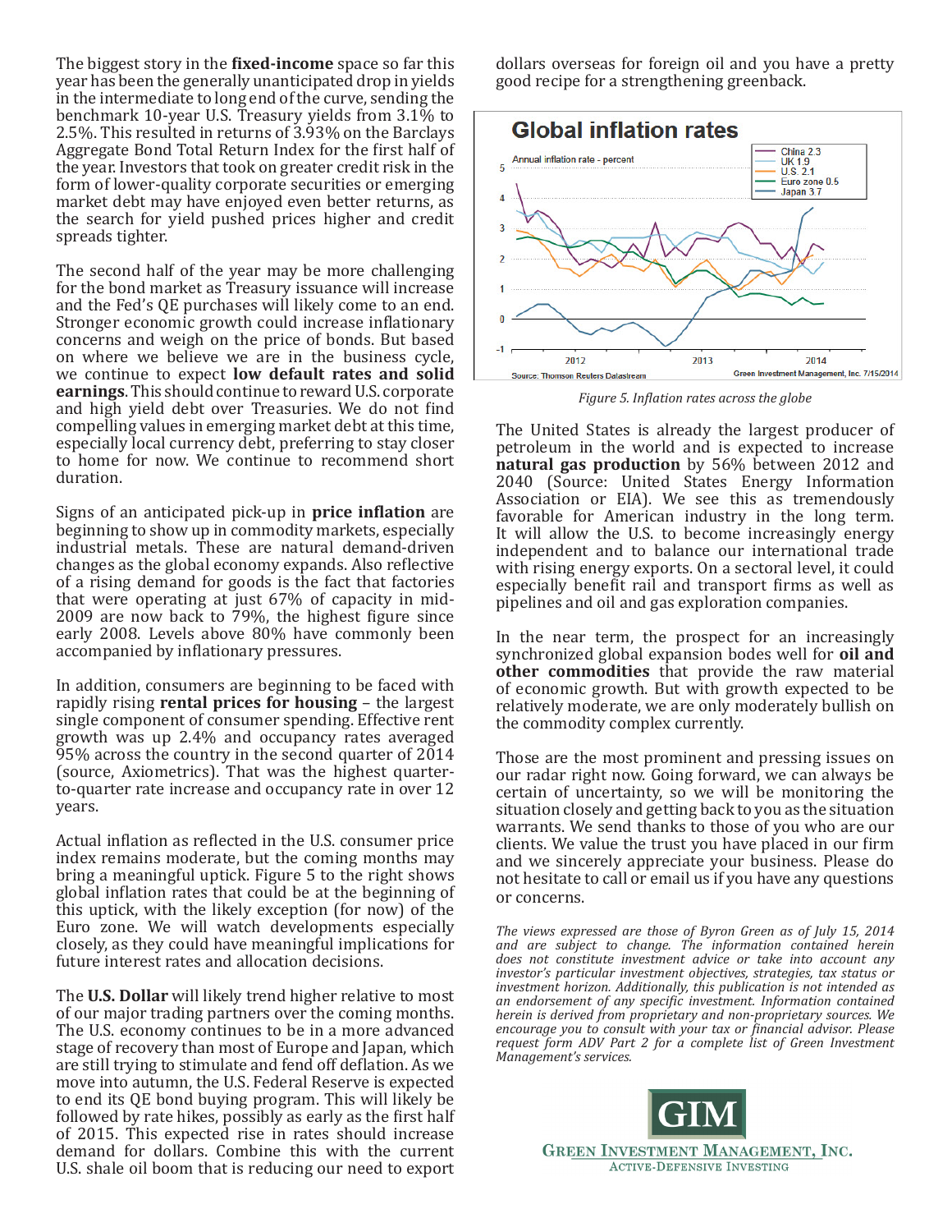The biggest story in the **fixed-income** space so far this year has been the generally unanticipated drop in yields in the intermediate to long end of the curve, sending the benchmark 10-year U.S. Treasury yields from 3.1% to 2.5%. This resulted in returns of 3.93% on the Barclays Aggregate Bond Total Return Index for the first half of the year. Investors that took on greater credit risk in the form of lower-quality corporate securities or emerging market debt may have enjoyed even better returns, as the search for yield pushed prices higher and credit spreads tighter.

The second half of the year may be more challenging for the bond market as Treasury issuance will increase and the Fed's QE purchases will likely come to an end. Stronger economic growth could increase inflationary concerns and weigh on the price of bonds. But based on where we believe we are in the business cycle, we continue to expect **low default rates and solid earnings**. This should continue to reward U.S. corporate and high yield debt over Treasuries. We do not find compelling values in emerging market debt at this time, especially local currency debt, preferring to stay closer to home for now. We continue to recommend short duration.

Signs of an anticipated pick-up in **price inflation** are beginning to show up in commodity markets, especially industrial metals. These are natural demand-driven changes as the global economy expands. Also reflective of a rising demand for goods is the fact that factories that were operating at just 67% of capacity in mid-2009 are now back to 79%, the highest figure since early 2008. Levels above 80% have commonly been accompanied by inflationary pressures.

In addition, consumers are beginning to be faced with rapidly rising **rental prices for housing** – the largest single component of consumer spending. Effective rent growth was up 2.4% and occupancy rates averaged 95% across the country in the second quarter of 2014 (source, Axiometrics). That was the highest quarter-to-quarter rate increase and occupancy rate in over 12 years.

Actual inflation as reflected in the U.S. consumer price index remains moderate, but the coming months may bring a meaningful uptick. Figure 5 to the right shows global inflation rates that could be at the beginning of this uptick, with the likely exception (for now) of the Euro zone. We will watch developments especially closely, as they could have meaningful implications for future interest rates and allocation decisions.

The **U.S. Dollar** will likely trend higher relative to most of our major trading partners over the coming months. The U.S. economy continues to be in a more advanced stage of recovery than most of Europe and Japan, which are still trying to stimulate and fend off deflation. As we move into autumn, the U.S. Federal Reserve is expected to end its QE bond buying program. This will likely be followed by rate hikes, possibly as early as the first half of 2015. This expected rise in rates should increase demand for dollars. Combine this with the current U.S. shale oil boom that is reducing our need to export dollars overseas for foreign oil and you have a pretty good recipe for a strengthening greenback.

**Global inflation rates**

Annual inflation rate - percent

China 2.3
UK 1.9
U.S. 2.1
Euro zone 0.5
Japan 3.7

5
4
3
2
1
0
-1

2012
2013
2014

Source: Thomson Reuters Datastream
Green Investment Management, Inc. 7/15/2014

*Figure 5. Inflation rates across the globe*

The United States is already the largest producer of petroleum in the world and is expected to increase **natural gas production** by 56% between 2012 and 2040 (Source: United States Energy Information Association or EIA). We see this as tremendously favorable for American industry in the long term. It will allow the U.S. to become increasingly energy independent and to balance our international trade with rising energy exports. On a sectoral level, it could especially benefit rail and transport firms as well as pipelines and oil and gas exploration companies.

In the near term, the prospect for an increasingly synchronized global expansion bodes well for **oil and other commodities** that provide the raw material of economic growth. But with growth expected to be relatively moderate, we are only moderately bullish on the commodity complex currently.

Those are the most prominent and pressing issues on our radar right now. Going forward, we can always be certain of uncertainty, so we will be monitoring the situation closely and getting back to you as the situation warrants. We send thanks to those of you who are our clients. We value the trust you have placed in our firm and we sincerely appreciate your business. Please do not hesitate to call or email us if you have any questions or concerns.

*The views expressed are those of Byron Green as of July 15, 2014 and are subject to change. The information contained herein does not constitute investment advice or take into account any investor's particular investment objectives, strategies, tax status or investment horizon. Additionally, this publication is not intended as an endorsement of any specific investment. Information contained herein is derived from proprietary and non-proprietary sources. We encourage you to consult with your tax or financial advisor. Please request form ADV Part 2 for a complete list of Green Investment Management's services.*

GIM
GREEN INVESTMENT MANAGEMENT, INC.
ACTIVE-DEFENSIVE INVESTING